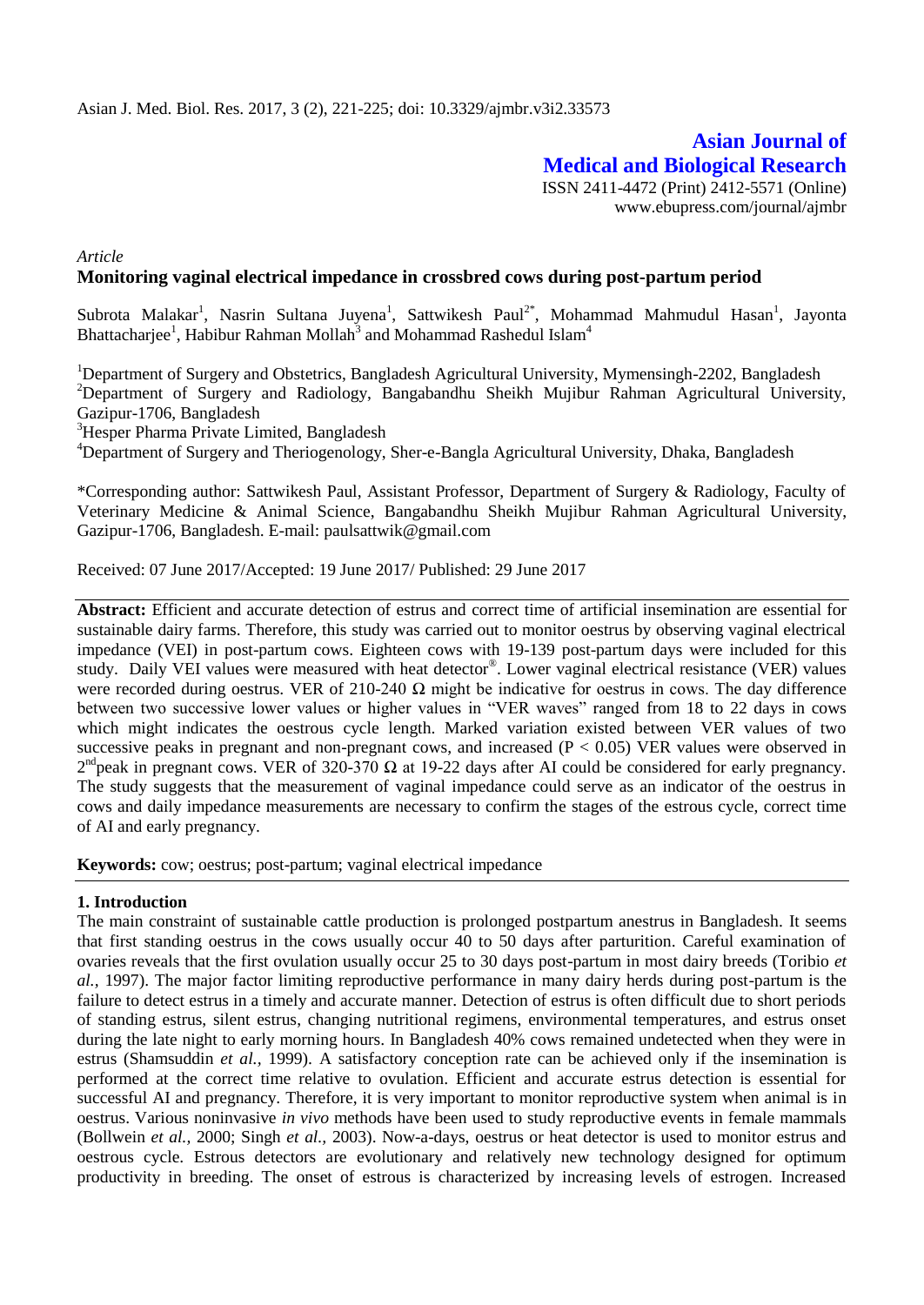# Asian Journal of Medical and Biological Research

ISSN 2411-4472 (Print) 2412-5571 (Online)
www.ebupress.com/journal/ajmbr

*Article*

## Monitoring vaginal electrical impedance in crossbred cows during post-partum period

Subrota Malakar[1], Nasrin Sultana Juyena[1], Sattwikesh Paul[2*], Mohammad Mahmudul Hasan[1], Jayonta Bhattacharjee[1], Habibur Rahman Mollah[3] and Mohammad Rashedul Islam[4]

[1]Department of Surgery and Obstetrics, Bangladesh Agricultural University, Mymensingh-2202, Bangladesh
[2]Department of Surgery and Radiology, Bangabandhu Sheikh Mujibur Rahman Agricultural University, Gazipur-1706, Bangladesh
[3]Hesper Pharma Private Limited, Bangladesh
[4]Department of Surgery and Theriogenology, Sher-e-Bangla Agricultural University, Dhaka, Bangladesh

*Corresponding author: Sattwikesh Paul, Assistant Professor, Department of Surgery & Radiology, Faculty of Veterinary Medicine & Animal Science, Bangabandhu Sheikh Mujibur Rahman Agricultural University, Gazipur-1706, Bangladesh. E-mail: paulsattwik@gmail.com

Received: 07 June 2017/Accepted: 19 June 2017/ Published: 29 June 2017

**Abstract:** Efficient and accurate detection of estrus and correct time of artificial insemination are essential for sustainable dairy farms. Therefore, this study was carried out to monitor oestrus by observing vaginal electrical impedance (VEI) in post-partum cows. Eighteen cows with 19-139 post-partum days were included for this study. Daily VEI values were measured with heat detector®. Lower vaginal electrical resistance (VER) values were recorded during oestrus. VER of 210-240 Ω might be indicative for oestrus in cows. The day difference between two successive lower values or higher values in "VER waves" ranged from 18 to 22 days in cows which might indicates the oestrous cycle length. Marked variation existed between VER values of two successive peaks in pregnant and non-pregnant cows, and increased ($P < 0.05$) VER values were observed in 2nd peak in pregnant cows. VER of 320-370 Ω at 19-22 days after AI could be considered for early pregnancy. The study suggests that the measurement of vaginal impedance could serve as an indicator of the oestrus in cows and daily impedance measurements are necessary to confirm the stages of the estrous cycle, correct time of AI and early pregnancy.

**Keywords:** cow; oestrus; post-partum; vaginal electrical impedance

## 1. Introduction

The main constraint of sustainable cattle production is prolonged postpartum anestrus in Bangladesh. It seems that first standing oestrus in the cows usually occur 40 to 50 days after parturition. Careful examination of ovaries reveals that the first ovulation usually occur 25 to 30 days post-partum in most dairy breeds (Toribio *et al.,* 1997). The major factor limiting reproductive performance in many dairy herds during post-partum is the failure to detect estrus in a timely and accurate manner. Detection of estrus is often difficult due to short periods of standing estrus, silent estrus, changing nutritional regimens, environmental temperatures, and estrus onset during the late night to early morning hours. In Bangladesh 40% cows remained undetected when they were in estrus (Shamsuddin *et al.,* 1999). A satisfactory conception rate can be achieved only if the insemination is performed at the correct time relative to ovulation. Efficient and accurate estrus detection is essential for successful AI and pregnancy. Therefore, it is very important to monitor reproductive system when animal is in oestrus. Various noninvasive *in vivo* methods have been used to study reproductive events in female mammals (Bollwein *et al.,* 2000; Singh *et al.,* 2003). Now-a-days, oestrus or heat detector is used to monitor estrus and oestrous cycle. Estrous detectors are evolutionary and relatively new technology designed for optimum productivity in breeding. The onset of estrous is characterized by increasing levels of estrogen. Increased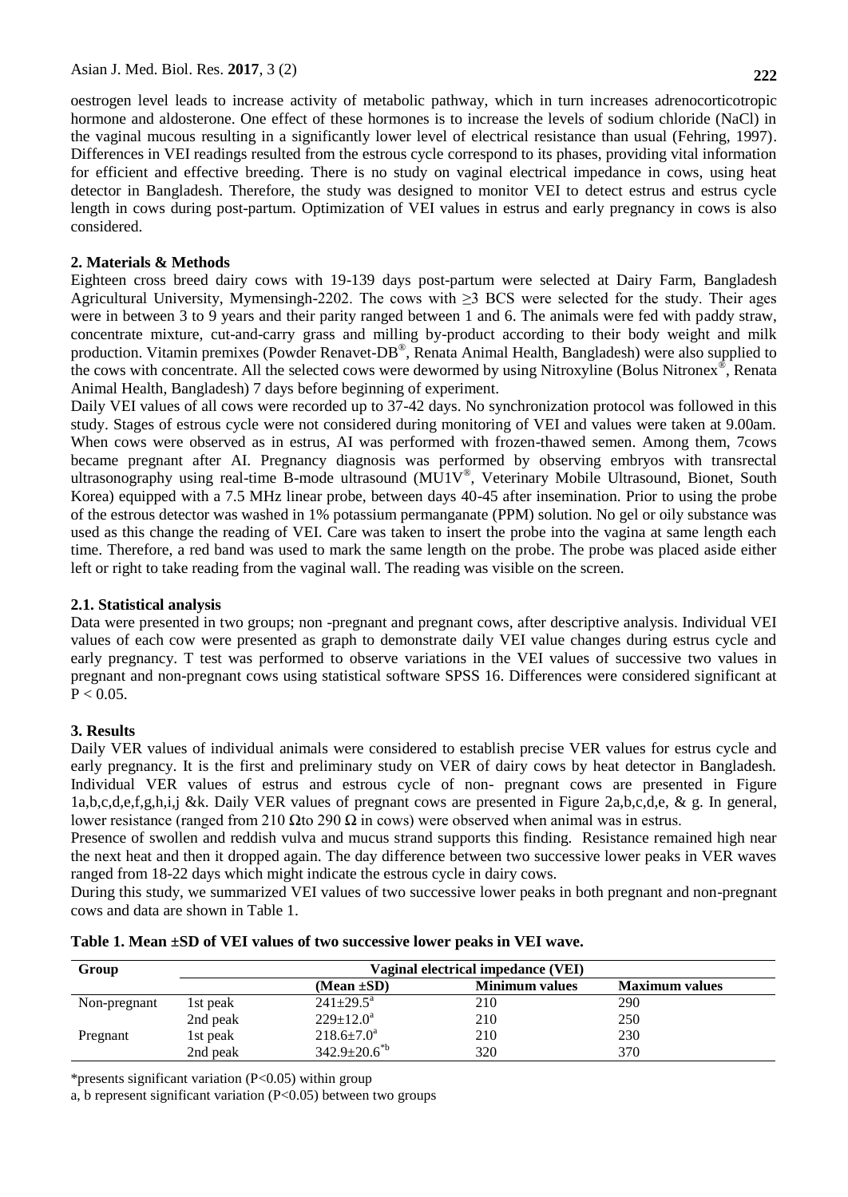oestrogen level leads to increase activity of metabolic pathway, which in turn increases adrenocorticotropic hormone and aldosterone. One effect of these hormones is to increase the levels of sodium chloride (NaCl) in the vaginal mucous resulting in a significantly lower level of electrical resistance than usual (Fehring, 1997). Differences in VEI readings resulted from the estrous cycle correspond to its phases, providing vital information for efficient and effective breeding. There is no study on vaginal electrical impedance in cows, using heat detector in Bangladesh. Therefore, the study was designed to monitor VEI to detect estrus and estrus cycle length in cows during post-partum. Optimization of VEI values in estrus and early pregnancy in cows is also considered.

## 2. Materials & Methods

Eighteen cross breed dairy cows with 19-139 days post-partum were selected at Dairy Farm, Bangladesh Agricultural University, Mymensingh-2202. The cows with ≥3 BCS were selected for the study. Their ages were in between 3 to 9 years and their parity ranged between 1 and 6. The animals were fed with paddy straw, concentrate mixture, cut-and-carry grass and milling by-product according to their body weight and milk production. Vitamin premixes (Powder Renavet-DB®, Renata Animal Health, Bangladesh) were also supplied to the cows with concentrate. All the selected cows were dewormed by using Nitroxyline (Bolus Nitronex®, Renata Animal Health, Bangladesh) 7 days before beginning of experiment.

Daily VEI values of all cows were recorded up to 37-42 days. No synchronization protocol was followed in this study. Stages of estrous cycle were not considered during monitoring of VEI and values were taken at 9.00am. When cows were observed as in estrus, AI was performed with frozen-thawed semen. Among them, 7cows became pregnant after AI. Pregnancy diagnosis was performed by observing embryos with transrectal ultrasonography using real-time B-mode ultrasound (MU1V®, Veterinary Mobile Ultrasound, Bionet, South Korea) equipped with a 7.5 MHz linear probe, between days 40-45 after insemination. Prior to using the probe of the estrous detector was washed in 1% potassium permanganate (PPM) solution. No gel or oily substance was used as this change the reading of VEI. Care was taken to insert the probe into the vagina at same length each time. Therefore, a red band was used to mark the same length on the probe. The probe was placed aside either left or right to take reading from the vaginal wall. The reading was visible on the screen.

### 2.1. Statistical analysis

Data were presented in two groups; non -pregnant and pregnant cows, after descriptive analysis. Individual VEI values of each cow were presented as graph to demonstrate daily VEI value changes during estrus cycle and early pregnancy. T test was performed to observe variations in the VEI values of successive two values in pregnant and non-pregnant cows using statistical software SPSS 16. Differences were considered significant at $P < 0.05$.

## 3. Results

Daily VER values of individual animals were considered to establish precise VER values for estrus cycle and early pregnancy. It is the first and preliminary study on VER of dairy cows by heat detector in Bangladesh. Individual VER values of estrus and estrous cycle of non- pregnant cows are presented in Figure 1a,b,c,d,e,f,g,h,i,j &k. Daily VER values of pregnant cows are presented in Figure 2a,b,c,d,e, & g. In general, lower resistance (ranged from 210 Ωto 290 Ω in cows) were observed when animal was in estrus.

Presence of swollen and reddish vulva and mucus strand supports this finding. Resistance remained high near the next heat and then it dropped again. The day difference between two successive lower peaks in VER waves ranged from 18-22 days which might indicate the estrous cycle in dairy cows.

During this study, we summarized VEI values of two successive lower peaks in both pregnant and non-pregnant cows and data are shown in Table 1.

**Table 1. Mean ±SD of VEI values of two successive lower peaks in VEI wave.**

| Group | Vaginal electrical impedance (VEI) | | | |
|---|---|---|---|---|
| | | (Mean ±SD) | Minimum values | Maximum values |
| Non-pregnant | 1st peak | $241{\pm}29.5^{a}$ | 210 | 290 |
| | 2nd peak | $229{\pm}12.0^{a}$ | 210 | 250 |
| Pregnant | 1st peak | $218.6{\pm}7.0^{a}$ | 210 | 230 |
| | 2nd peak | $342.9{\pm}20.6^{*b}$ | 320 | 370 |

*presents significant variation (P<0.05) within group

a, b represent significant variation (P<0.05) between two groups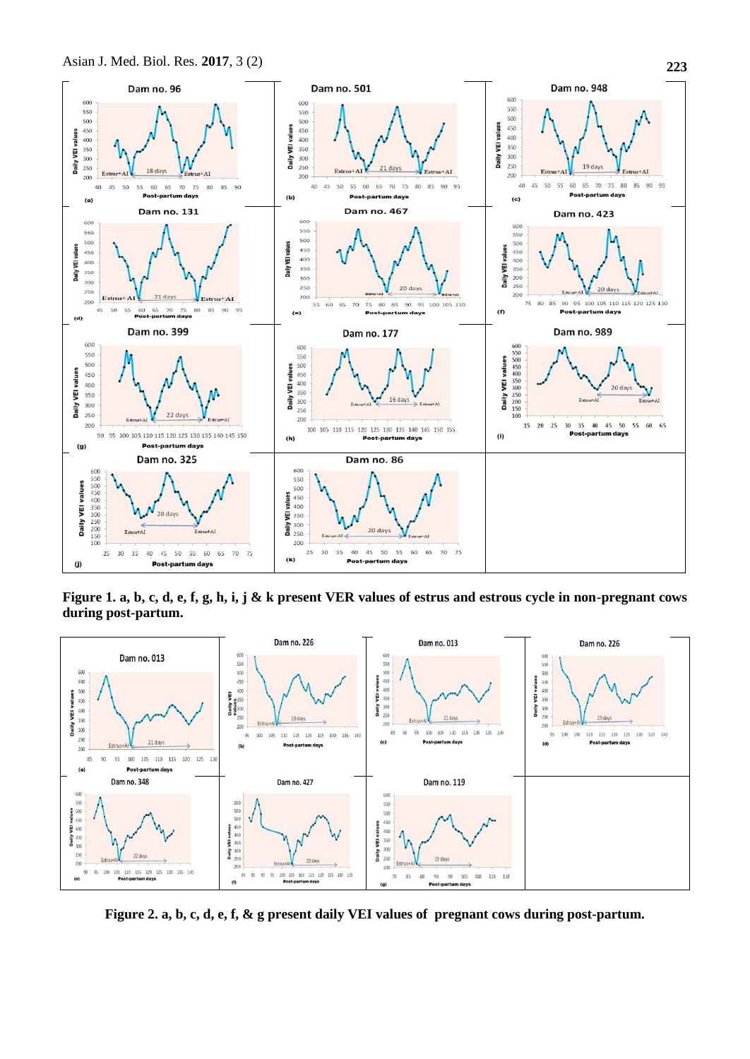**Figure 1. a, b, c, d, e, f, g, h, i, j & k present VER values of estrus and estrous cycle in non-pregnant cows during post-partum.**

**Figure 2. a, b, c, d, e, f, & g present daily VEI values of pregnant cows during post-partum.**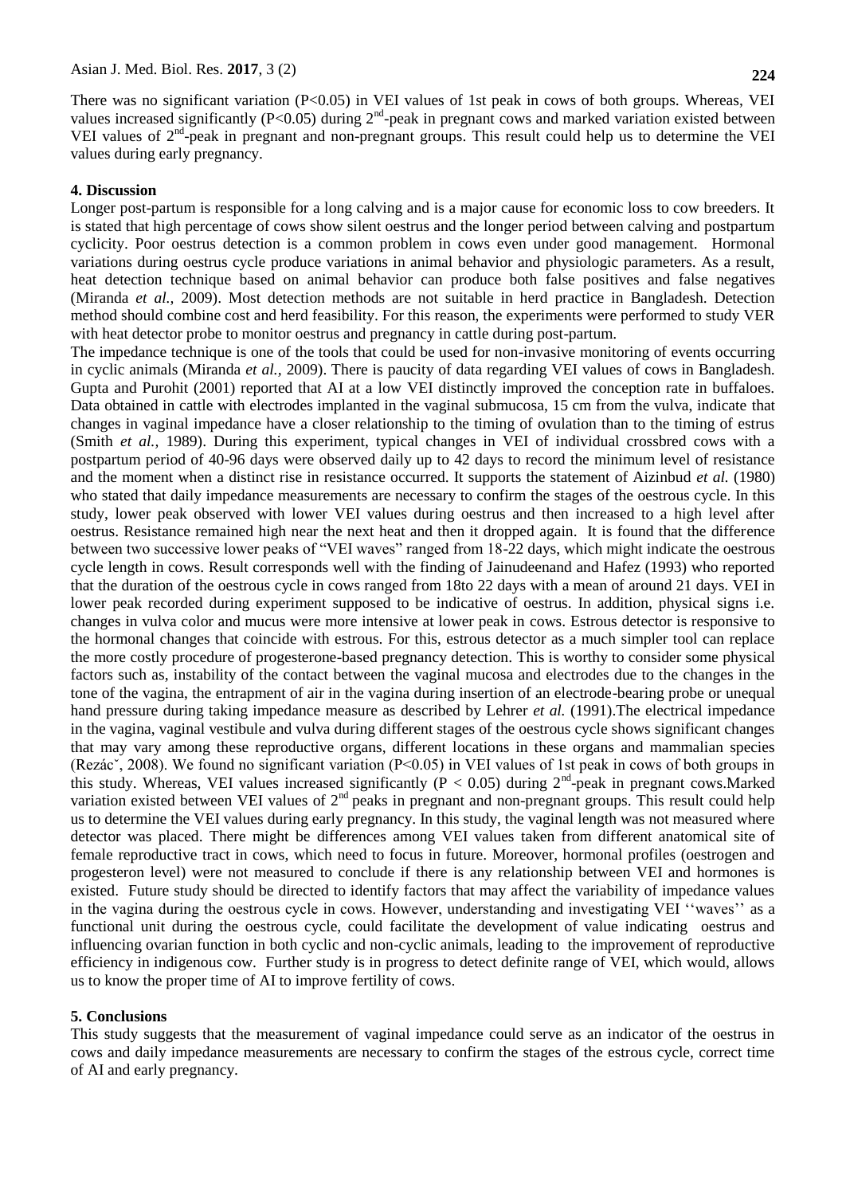There was no significant variation (P<0.05) in VEI values of 1st peak in cows of both groups. Whereas, VEI values increased significantly (P<0.05) during 2nd-peak in pregnant cows and marked variation existed between VEI values of 2nd-peak in pregnant and non-pregnant groups. This result could help us to determine the VEI values during early pregnancy.

## 4. Discussion

Longer post-partum is responsible for a long calving and is a major cause for economic loss to cow breeders. It is stated that high percentage of cows show silent oestrus and the longer period between calving and postpartum cyclicity. Poor oestrus detection is a common problem in cows even under good management. Hormonal variations during oestrus cycle produce variations in animal behavior and physiologic parameters. As a result, heat detection technique based on animal behavior can produce both false positives and false negatives (Miranda *et al.*, 2009). Most detection methods are not suitable in herd practice in Bangladesh. Detection method should combine cost and herd feasibility. For this reason, the experiments were performed to study VER with heat detector probe to monitor oestrus and pregnancy in cattle during post-partum.

The impedance technique is one of the tools that could be used for non-invasive monitoring of events occurring in cyclic animals (Miranda *et al.*, 2009). There is paucity of data regarding VEI values of cows in Bangladesh. Gupta and Purohit (2001) reported that AI at a low VEI distinctly improved the conception rate in buffaloes. Data obtained in cattle with electrodes implanted in the vaginal submucosa, 15 cm from the vulva, indicate that changes in vaginal impedance have a closer relationship to the timing of ovulation than to the timing of estrus (Smith *et al.*, 1989). During this experiment, typical changes in VEI of individual crossbred cows with a postpartum period of 40-96 days were observed daily up to 42 days to record the minimum level of resistance and the moment when a distinct rise in resistance occurred. It supports the statement of Aizinbud *et al.* (1980) who stated that daily impedance measurements are necessary to confirm the stages of the oestrous cycle. In this study, lower peak observed with lower VEI values during oestrus and then increased to a high level after oestrus. Resistance remained high near the next heat and then it dropped again. It is found that the difference between two successive lower peaks of "VEI waves" ranged from 18-22 days, which might indicate the oestrous cycle length in cows. Result corresponds well with the finding of Jainudeenand and Hafez (1993) who reported that the duration of the oestrous cycle in cows ranged from 18to 22 days with a mean of around 21 days. VEI in lower peak recorded during experiment supposed to be indicative of oestrus. In addition, physical signs i.e. changes in vulva color and mucus were more intensive at lower peak in cows. Estrous detector is responsive to the hormonal changes that coincide with estrous. For this, estrous detector as a much simpler tool can replace the more costly procedure of progesterone-based pregnancy detection. This is worthy to consider some physical factors such as, instability of the contact between the vaginal mucosa and electrodes due to the changes in the tone of the vagina, the entrapment of air in the vagina during insertion of an electrode-bearing probe or unequal hand pressure during taking impedance measure as described by Lehrer *et al.* (1991).The electrical impedance in the vagina, vaginal vestibule and vulva during different stages of the oestrous cycle shows significant changes that may vary among these reproductive organs, different locations in these organs and mammalian species (Rezácˇ, 2008). We found no significant variation (P<0.05) in VEI values of 1st peak in cows of both groups in this study. Whereas, VEI values increased significantly ($P < 0.05$) during 2nd-peak in pregnant cows.Marked variation existed between VEI values of 2nd peaks in pregnant and non-pregnant groups. This result could help us to determine the VEI values during early pregnancy. In this study, the vaginal length was not measured where detector was placed. There might be differences among VEI values taken from different anatomical site of female reproductive tract in cows, which need to focus in future. Moreover, hormonal profiles (oestrogen and progesteron level) were not measured to conclude if there is any relationship between VEI and hormones is existed. Future study should be directed to identify factors that may affect the variability of impedance values in the vagina during the oestrous cycle in cows. However, understanding and investigating VEI ''waves'' as a functional unit during the oestrous cycle, could facilitate the development of value indicating oestrus and influencing ovarian function in both cyclic and non-cyclic animals, leading to the improvement of reproductive efficiency in indigenous cow. Further study is in progress to detect definite range of VEI, which would, allows us to know the proper time of AI to improve fertility of cows.

## 5. Conclusions

This study suggests that the measurement of vaginal impedance could serve as an indicator of the oestrus in cows and daily impedance measurements are necessary to confirm the stages of the estrous cycle, correct time of AI and early pregnancy.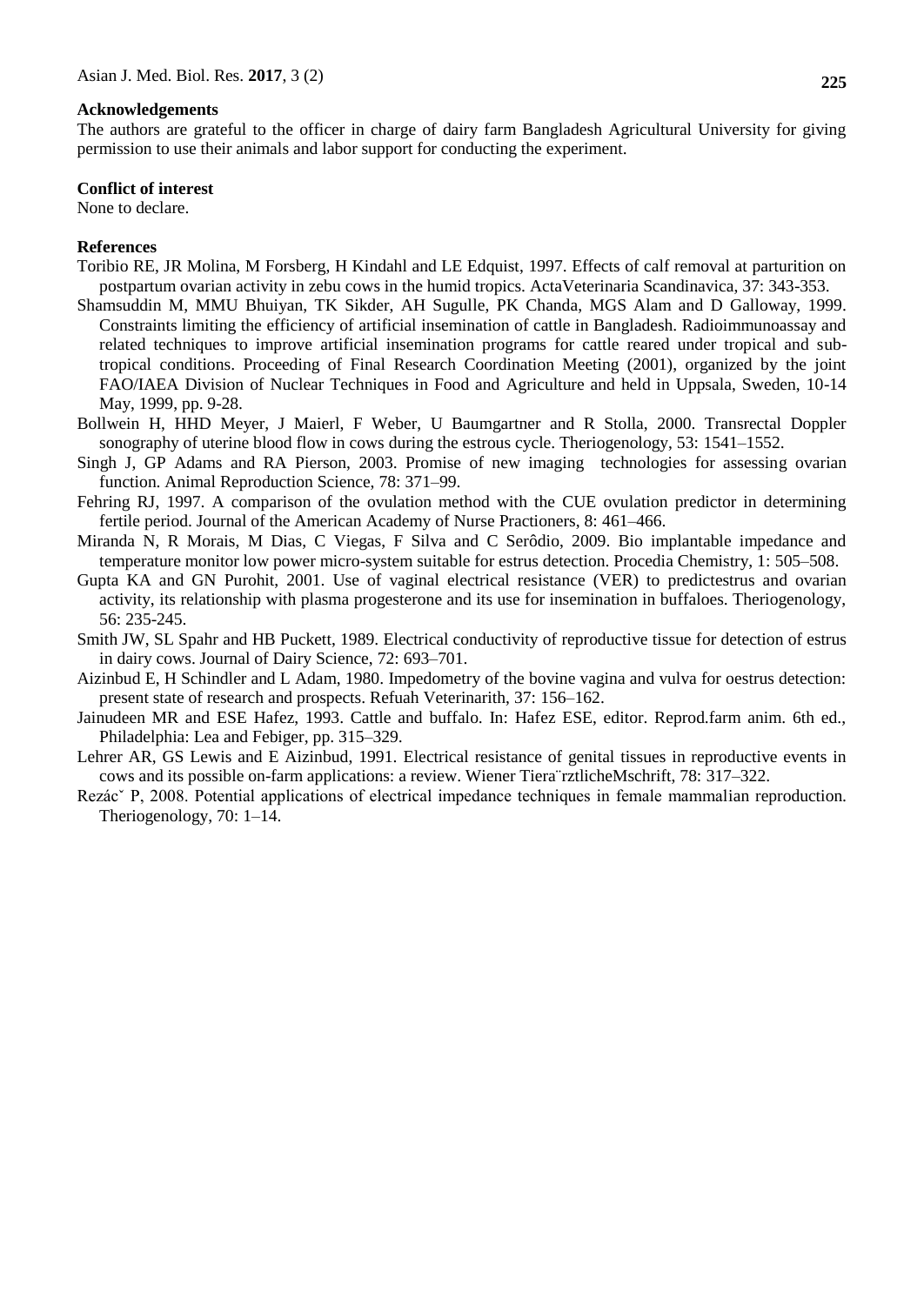**Acknowledgements**

The authors are grateful to the officer in charge of dairy farm Bangladesh Agricultural University for giving permission to use their animals and labor support for conducting the experiment.

**Conflict of interest**

None to declare.

**References**

Toribio RE, JR Molina, M Forsberg, H Kindahl and LE Edquist, 1997. Effects of calf removal at parturition on postpartum ovarian activity in zebu cows in the humid tropics. ActaVeterinaria Scandinavica, 37: 343-353.

Shamsuddin M, MMU Bhuiyan, TK Sikder, AH Sugulle, PK Chanda, MGS Alam and D Galloway, 1999. Constraints limiting the efficiency of artificial insemination of cattle in Bangladesh. Radioimmunoassay and related techniques to improve artificial insemination programs for cattle reared under tropical and sub-tropical conditions. Proceeding of Final Research Coordination Meeting (2001), organized by the joint FAO/IAEA Division of Nuclear Techniques in Food and Agriculture and held in Uppsala, Sweden, 10-14 May, 1999, pp. 9-28.

Bollwein H, HHD Meyer, J Maierl, F Weber, U Baumgartner and R Stolla, 2000. Transrectal Doppler sonography of uterine blood flow in cows during the estrous cycle. Theriogenology, 53: 1541–1552.

Singh J, GP Adams and RA Pierson, 2003. Promise of new imaging technologies for assessing ovarian function. Animal Reproduction Science, 78: 371–99.

Fehring RJ, 1997. A comparison of the ovulation method with the CUE ovulation predictor in determining fertile period. Journal of the American Academy of Nurse Practioners, 8: 461–466.

Miranda N, R Morais, M Dias, C Viegas, F Silva and C Serôdio, 2009. Bio implantable impedance and temperature monitor low power micro-system suitable for estrus detection. Procedia Chemistry, 1: 505–508.

Gupta KA and GN Purohit, 2001. Use of vaginal electrical resistance (VER) to predictestrus and ovarian activity, its relationship with plasma progesterone and its use for insemination in buffaloes. Theriogenology, 56: 235-245.

Smith JW, SL Spahr and HB Puckett, 1989. Electrical conductivity of reproductive tissue for detection of estrus in dairy cows. Journal of Dairy Science, 72: 693–701.

Aizinbud E, H Schindler and L Adam, 1980. Impedometry of the bovine vagina and vulva for oestrus detection: present state of research and prospects. Refuah Veterinarith, 37: 156–162.

Jainudeen MR and ESE Hafez, 1993. Cattle and buffalo. In: Hafez ESE, editor. Reprod.farm anim. 6th ed., Philadelphia: Lea and Febiger, pp. 315–329.

Lehrer AR, GS Lewis and E Aizinbud, 1991. Electrical resistance of genital tissues in reproductive events in cows and its possible on-farm applications: a review. Wiener Tiera¨rztlicheMschrift, 78: 317–322.

Rezácˇ P, 2008. Potential applications of electrical impedance techniques in female mammalian reproduction. Theriogenology, 70: 1–14.